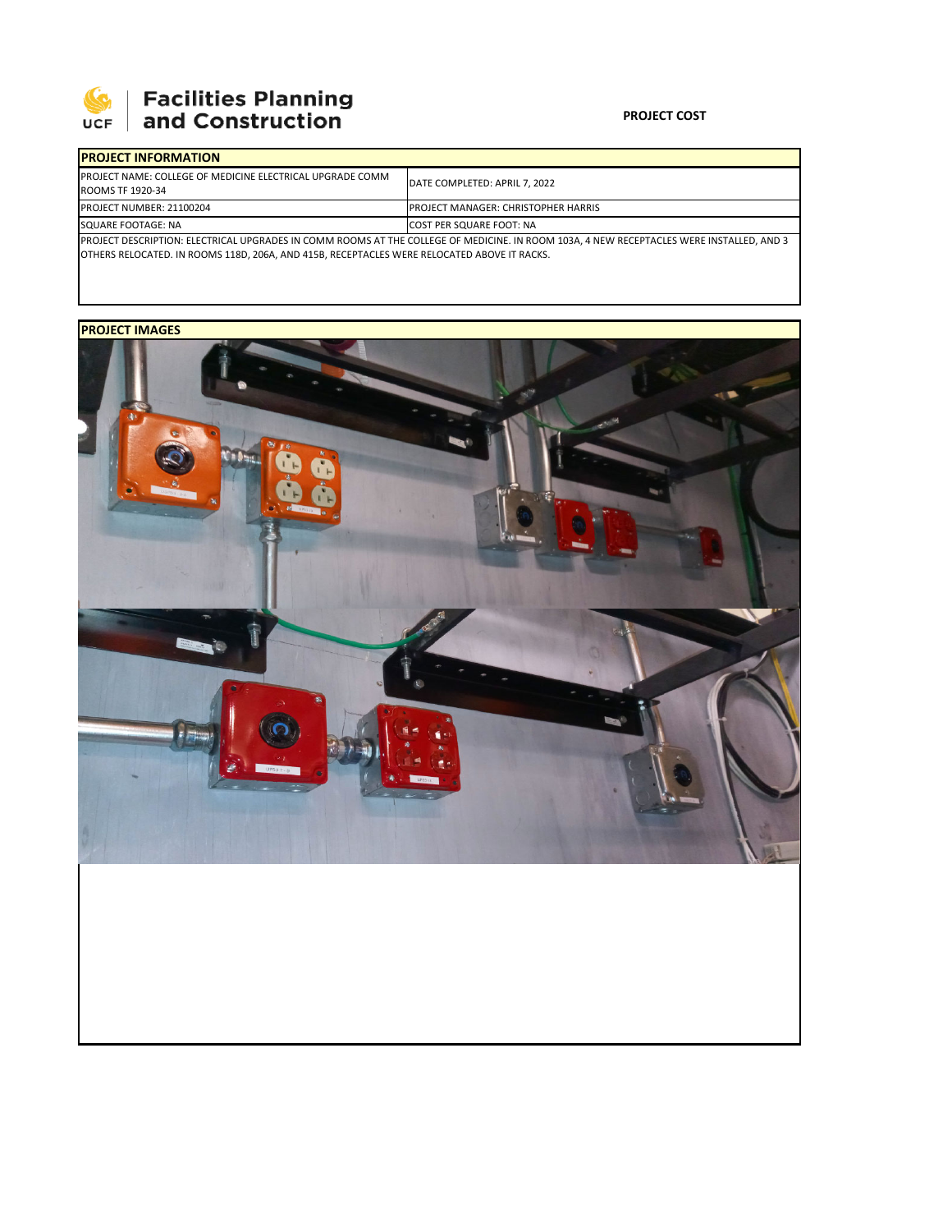**UCF Facilities Planning and Construction**

**PROJECT COST**

| PROJECT INFORMATION | |
|---|---|
| PROJECT NAME: COLLEGE OF MEDICINE ELECTRICAL UPGRADE COMM ROOMS TF 1920-34 | DATE COMPLETED: APRIL 7, 2022 |
| PROJECT NUMBER: 21100204 | PROJECT MANAGER: CHRISTOPHER HARRIS |
| SQUARE FOOTAGE: NA | COST PER SQUARE FOOT: NA |
| PROJECT DESCRIPTION: ELECTRICAL UPGRADES IN COMM ROOMS AT THE COLLEGE OF MEDICINE. IN ROOM 103A, 4 NEW RECEPTACLES WERE INSTALLED, AND 3 OTHERS RELOCATED. IN ROOMS 118D, 206A, AND 415B, RECEPTACLES WERE RELOCATED ABOVE IT RACKS. | |

**PROJECT IMAGES**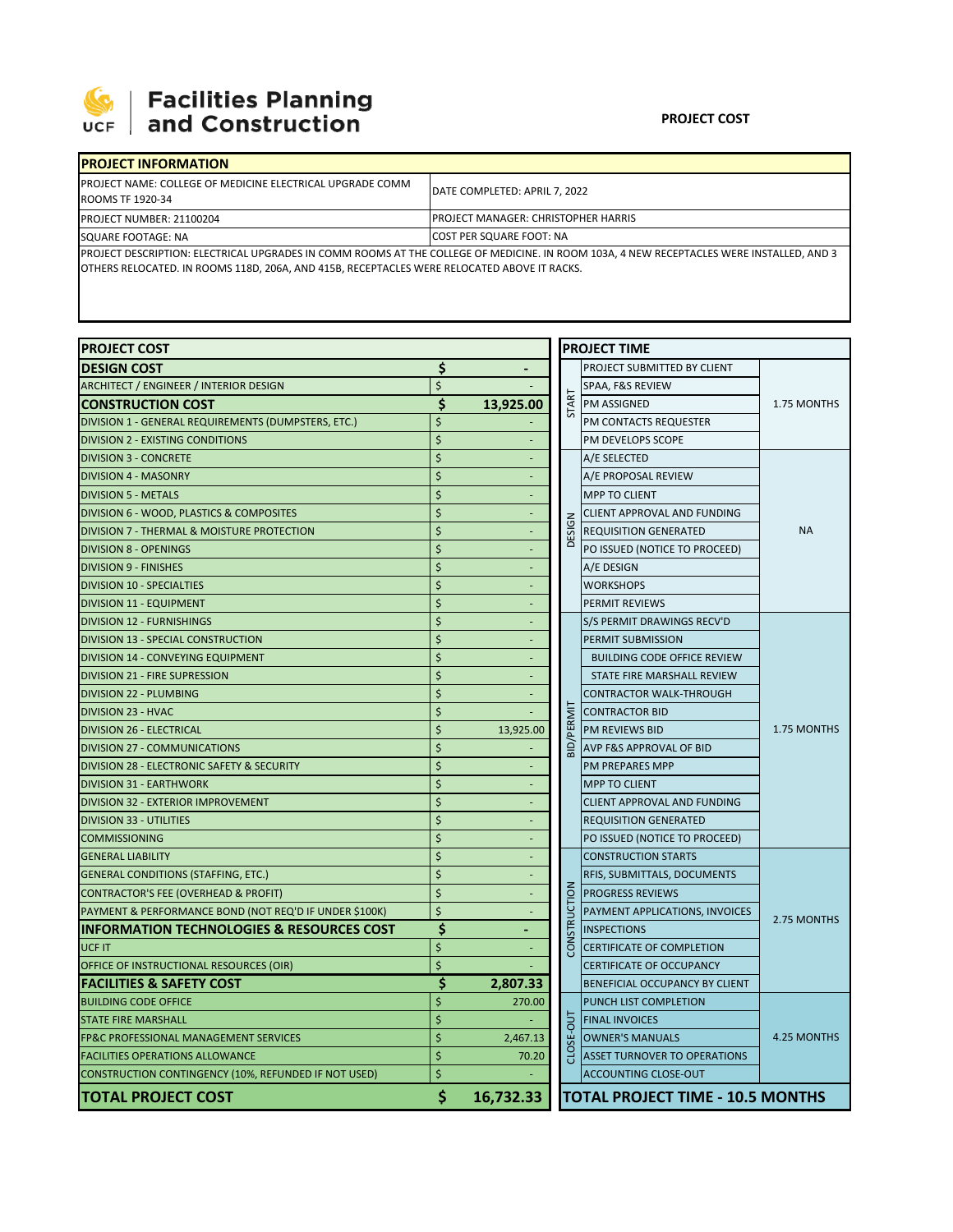Facilities Planning and Construction

**PROJECT COST**

| PROJECT INFORMATION | |
|---|---|
| PROJECT NAME: COLLEGE OF MEDICINE ELECTRICAL UPGRADE COMM ROOMS TF 1920-34 | DATE COMPLETED: APRIL 7, 2022 |
| PROJECT NUMBER: 21100204 | PROJECT MANAGER: CHRISTOPHER HARRIS |
| SQUARE FOOTAGE: NA | COST PER SQUARE FOOT: NA |

PROJECT DESCRIPTION: ELECTRICAL UPGRADES IN COMM ROOMS AT THE COLLEGE OF MEDICINE. IN ROOM 103A, 4 NEW RECEPTACLES WERE INSTALLED, AND 3 OTHERS RELOCATED. IN ROOMS 118D, 206A, AND 415B, RECEPTACLES WERE RELOCATED ABOVE IT RACKS.

| PROJECT COST | | |
|---|---|---|
| **DESIGN COST** | **$** | **-** |
| ARCHITECT / ENGINEER / INTERIOR DESIGN | $ | - |
| **CONSTRUCTION COST** | **$** | **13,925.00** |
| DIVISION 1 - GENERAL REQUIREMENTS (DUMPSTERS, ETC.) | $ | - |
| DIVISION 2 - EXISTING CONDITIONS | $ | - |
| DIVISION 3 - CONCRETE | $ | - |
| DIVISION 4 - MASONRY | $ | - |
| DIVISION 5 - METALS | $ | - |
| DIVISION 6 - WOOD, PLASTICS & COMPOSITES | $ | - |
| DIVISION 7 - THERMAL & MOISTURE PROTECTION | $ | - |
| DIVISION 8 - OPENINGS | $ | - |
| DIVISION 9 - FINISHES | $ | - |
| DIVISION 10 - SPECIALTIES | $ | - |
| DIVISION 11 - EQUIPMENT | $ | - |
| DIVISION 12 - FURNISHINGS | $ | - |
| DIVISION 13 - SPECIAL CONSTRUCTION | $ | - |
| DIVISION 14 - CONVEYING EQUIPMENT | $ | - |
| DIVISION 21 - FIRE SUPRESSION | $ | - |
| DIVISION 22 - PLUMBING | $ | - |
| DIVISION 23 - HVAC | $ | - |
| DIVISION 26 - ELECTRICAL | $ | 13,925.00 |
| DIVISION 27 - COMMUNICATIONS | $ | - |
| DIVISION 28 - ELECTRONIC SAFETY & SECURITY | $ | - |
| DIVISION 31 - EARTHWORK | $ | - |
| DIVISION 32 - EXTERIOR IMPROVEMENT | $ | - |
| DIVISION 33 - UTILITIES | $ | - |
| COMMISSIONING | $ | - |
| GENERAL LIABILITY | $ | - |
| GENERAL CONDITIONS (STAFFING, ETC.) | $ | - |
| CONTRACTOR'S FEE (OVERHEAD & PROFIT) | $ | - |
| PAYMENT & PERFORMANCE BOND (NOT REQ'D IF UNDER $100K) | $ | - |
| **INFORMATION TECHNOLOGIES & RESOURCES COST** | **$** | **-** |
| UCF IT | $ | - |
| OFFICE OF INSTRUCTIONAL RESOURCES (OIR) | $ | - |
| **FACILITIES & SAFETY COST** | **$** | **2,807.33** |
| BUILDING CODE OFFICE | $ | 270.00 |
| STATE FIRE MARSHALL | $ | - |
| FP&C PROFESSIONAL MANAGEMENT SERVICES | $ | 2,467.13 |
| FACILITIES OPERATIONS ALLOWANCE | $ | 70.20 |
| CONSTRUCTION CONTINGENCY (10%, REFUNDED IF NOT USED) | $ | - |
| **TOTAL PROJECT COST** | **$** | **16,732.33** |

| PROJECT TIME | | |
|---|---|---|
| START | PROJECT SUBMITTED BY CLIENT | 1.75 MONTHS |
| | SPAA, F&S REVIEW | |
| | PM ASSIGNED | |
| | PM CONTACTS REQUESTER | |
| | PM DEVELOPS SCOPE | |
| DESIGN | A/E SELECTED | NA |
| | A/E PROPOSAL REVIEW | |
| | MPP TO CLIENT | |
| | CLIENT APPROVAL AND FUNDING | |
| | REQUISITION GENERATED | |
| | PO ISSUED (NOTICE TO PROCEED) | |
| | A/E DESIGN | |
| | WORKSHOPS | |
| | PERMIT REVIEWS | |
| BID/PERMIT | S/S PERMIT DRAWINGS RECV'D | 1.75 MONTHS |
| | PERMIT SUBMISSION | |
| | BUILDING CODE OFFICE REVIEW | |
| | STATE FIRE MARSHALL REVIEW | |
| | CONTRACTOR WALK-THROUGH | |
| | CONTRACTOR BID | |
| | PM REVIEWS BID | |
| | AVP F&S APPROVAL OF BID | |
| | PM PREPARES MPP | |
| | MPP TO CLIENT | |
| | CLIENT APPROVAL AND FUNDING | |
| | REQUISITION GENERATED | |
| | PO ISSUED (NOTICE TO PROCEED) | |
| CONSTRUCTION | CONSTRUCTION STARTS | 2.75 MONTHS |
| | RFIS, SUBMITTALS, DOCUMENTS | |
| | PROGRESS REVIEWS | |
| | PAYMENT APPLICATIONS, INVOICES | |
| | INSPECTIONS | |
| | CERTIFICATE OF COMPLETION | |
| | CERTIFICATE OF OCCUPANCY | |
| | BENEFICIAL OCCUPANCY BY CLIENT | |
| CLOSE-OUT | PUNCH LIST COMPLETION | 4.25 MONTHS |
| | FINAL INVOICES | |
| | OWNER'S MANUALS | |
| | ASSET TURNOVER TO OPERATIONS | |
| | ACCOUNTING CLOSE-OUT | |
| **TOTAL PROJECT TIME - 10.5 MONTHS** | | |